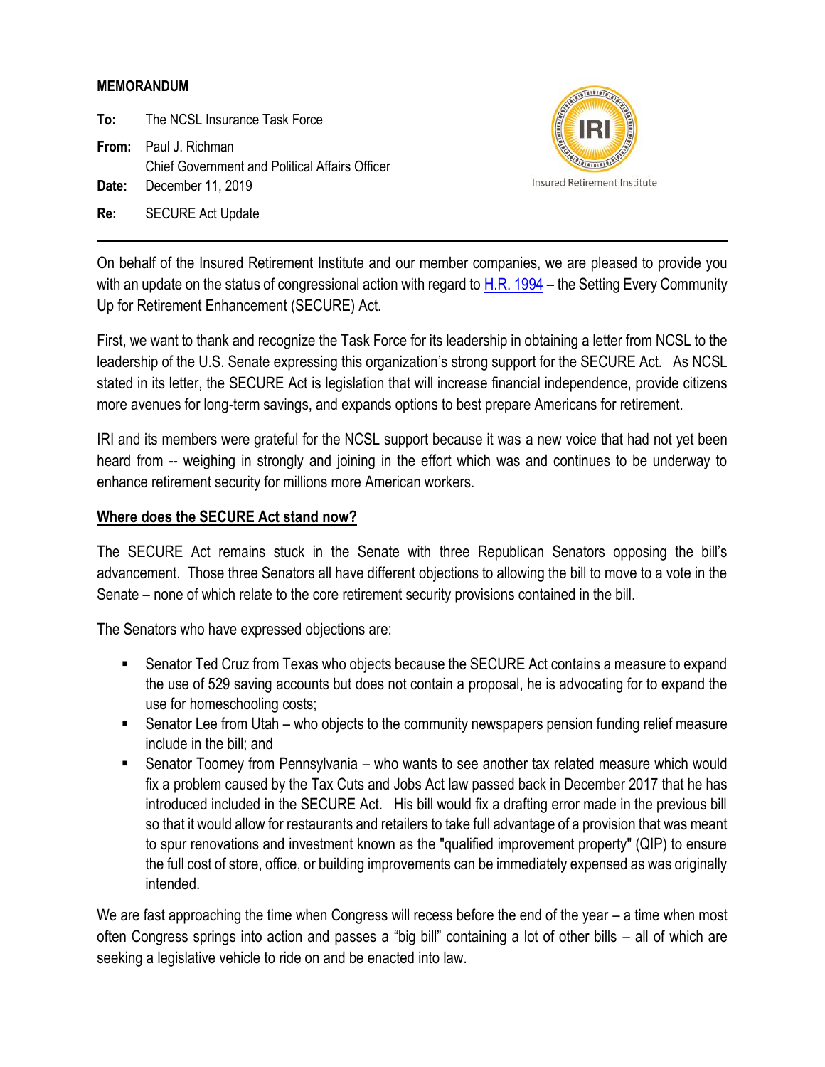**MEMORANDUM**

**To:** The NCSL Insurance Task Force

**From:** Paul J. Richman
Chief Government and Political Affairs Officer

**Date:** December 11, 2019

**Re:** SECURE Act Update

Insured Retirement Institute

---

On behalf of the Insured Retirement Institute and our member companies, we are pleased to provide you with an update on the status of congressional action with regard to [H.R. 1994](H.R. 1994) – the Setting Every Community Up for Retirement Enhancement (SECURE) Act.

First, we want to thank and recognize the Task Force for its leadership in obtaining a letter from NCSL to the leadership of the U.S. Senate expressing this organization's strong support for the SECURE Act. As NCSL stated in its letter, the SECURE Act is legislation that will increase financial independence, provide citizens more avenues for long-term savings, and expands options to best prepare Americans for retirement.

IRI and its members were grateful for the NCSL support because it was a new voice that had not yet been heard from -- weighing in strongly and joining in the effort which was and continues to be underway to enhance retirement security for millions more American workers.

**Where does the SECURE Act stand now?**

The SECURE Act remains stuck in the Senate with three Republican Senators opposing the bill's advancement. Those three Senators all have different objections to allowing the bill to move to a vote in the Senate – none of which relate to the core retirement security provisions contained in the bill.

The Senators who have expressed objections are:

- Senator Ted Cruz from Texas who objects because the SECURE Act contains a measure to expand the use of 529 saving accounts but does not contain a proposal, he is advocating for to expand the use for homeschooling costs;
- Senator Lee from Utah – who objects to the community newspapers pension funding relief measure include in the bill; and
- Senator Toomey from Pennsylvania – who wants to see another tax related measure which would fix a problem caused by the Tax Cuts and Jobs Act law passed back in December 2017 that he has introduced included in the SECURE Act. His bill would fix a drafting error made in the previous bill so that it would allow for restaurants and retailers to take full advantage of a provision that was meant to spur renovations and investment known as the "qualified improvement property" (QIP) to ensure the full cost of store, office, or building improvements can be immediately expensed as was originally intended.

We are fast approaching the time when Congress will recess before the end of the year – a time when most often Congress springs into action and passes a "big bill" containing a lot of other bills – all of which are seeking a legislative vehicle to ride on and be enacted into law.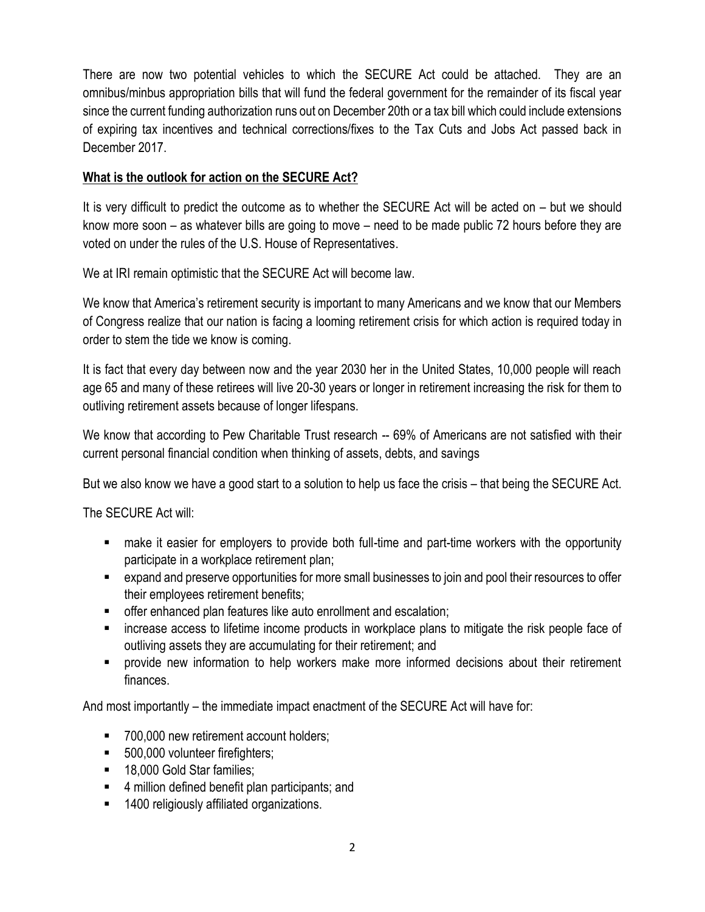There are now two potential vehicles to which the SECURE Act could be attached. They are an omnibus/minbus appropriation bills that will fund the federal government for the remainder of its fiscal year since the current funding authorization runs out on December 20th or a tax bill which could include extensions of expiring tax incentives and technical corrections/fixes to the Tax Cuts and Jobs Act passed back in December 2017.

**What is the outlook for action on the SECURE Act?**

It is very difficult to predict the outcome as to whether the SECURE Act will be acted on – but we should know more soon – as whatever bills are going to move – need to be made public 72 hours before they are voted on under the rules of the U.S. House of Representatives.

We at IRI remain optimistic that the SECURE Act will become law.

We know that America's retirement security is important to many Americans and we know that our Members of Congress realize that our nation is facing a looming retirement crisis for which action is required today in order to stem the tide we know is coming.

It is fact that every day between now and the year 2030 her in the United States, 10,000 people will reach age 65 and many of these retirees will live 20-30 years or longer in retirement increasing the risk for them to outliving retirement assets because of longer lifespans.

We know that according to Pew Charitable Trust research -- 69% of Americans are not satisfied with their current personal financial condition when thinking of assets, debts, and savings

But we also know we have a good start to a solution to help us face the crisis – that being the SECURE Act.

The SECURE Act will:

- make it easier for employers to provide both full-time and part-time workers with the opportunity participate in a workplace retirement plan;
- expand and preserve opportunities for more small businesses to join and pool their resources to offer their employees retirement benefits;
- offer enhanced plan features like auto enrollment and escalation;
- increase access to lifetime income products in workplace plans to mitigate the risk people face of outliving assets they are accumulating for their retirement; and
- provide new information to help workers make more informed decisions about their retirement finances.

And most importantly – the immediate impact enactment of the SECURE Act will have for:

- 700,000 new retirement account holders;
- 500,000 volunteer firefighters;
- 18,000 Gold Star families;
- 4 million defined benefit plan participants; and
- 1400 religiously affiliated organizations.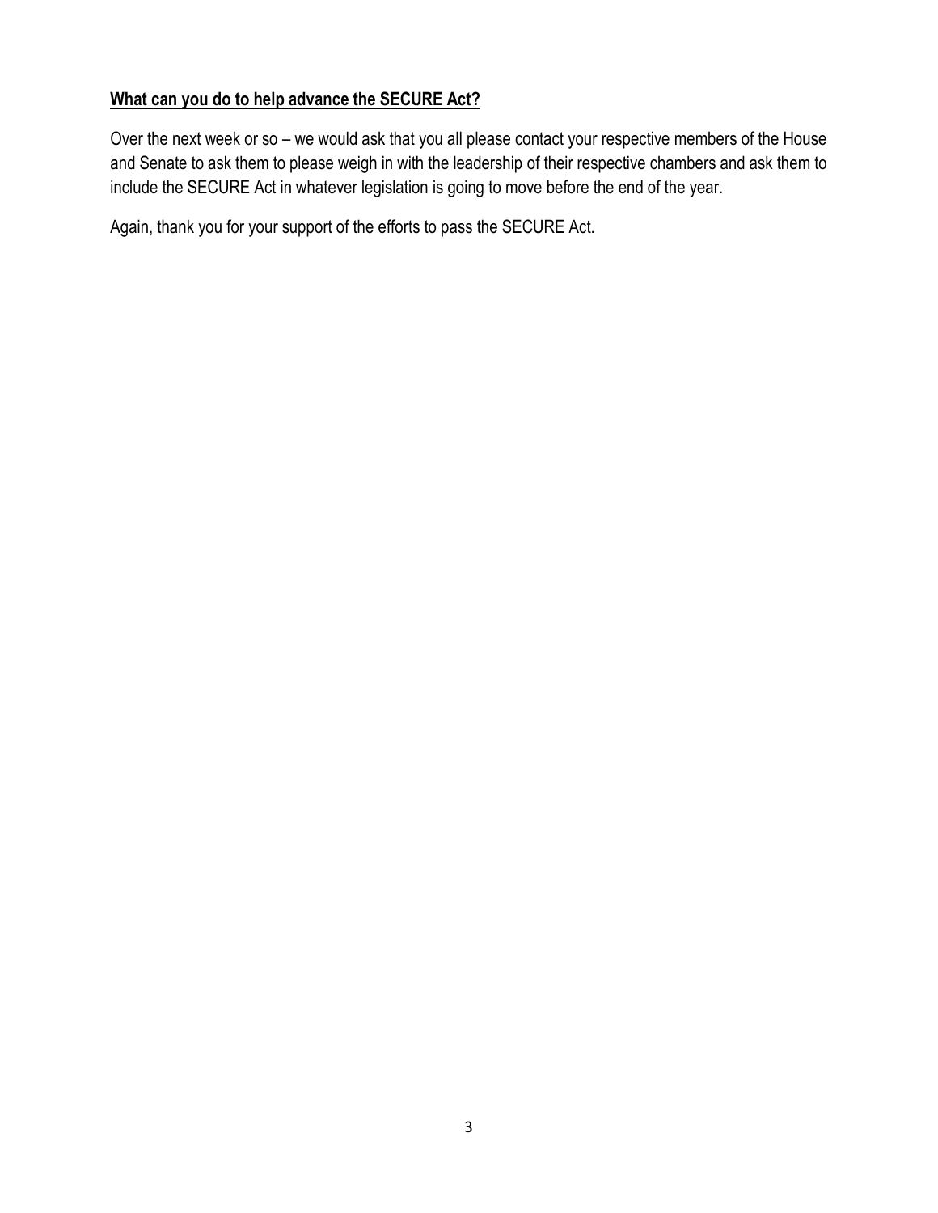**What can you do to help advance the SECURE Act?**

Over the next week or so – we would ask that you all please contact your respective members of the House and Senate to ask them to please weigh in with the leadership of their respective chambers and ask them to include the SECURE Act in whatever legislation is going to move before the end of the year.

Again, thank you for your support of the efforts to pass the SECURE Act.